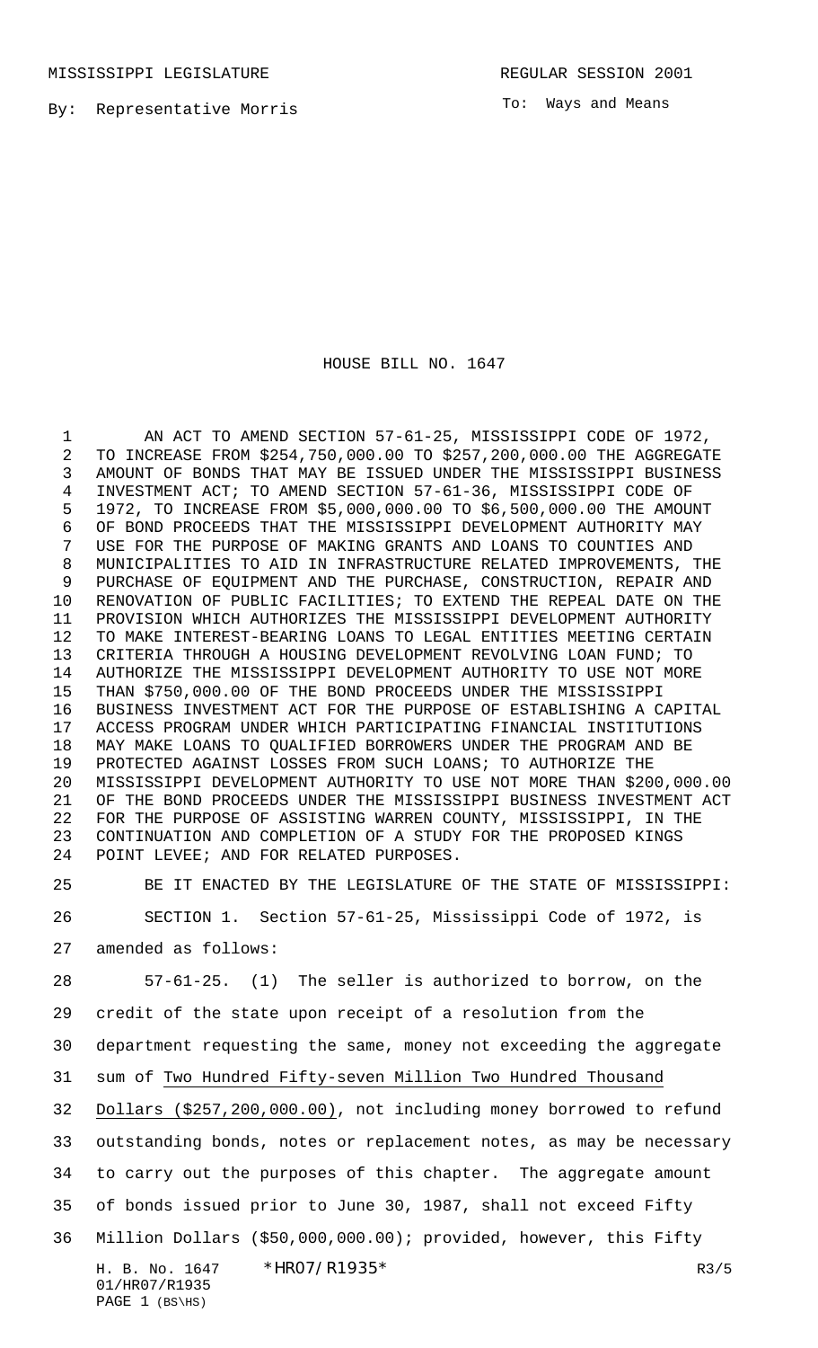MISSISSIPPI LEGISLATURE REGULAR SESSION 2001

By: Representative Morris

To: Ways and Means

# HOUSE BILL NO. 1647

AN ACT TO AMEND SECTION 57-61-25, MISSISSIPPI CODE OF 1972, TO INCREASE FROM $254,750,000.00 TO $257,200,000.00 THE AGGREGATE AMOUNT OF BONDS THAT MAY BE ISSUED UNDER THE MISSISSIPPI BUSINESS INVESTMENT ACT; TO AMEND SECTION 57-61-36, MISSISSIPPI CODE OF 1972, TO INCREASE FROM $5,000,000.00 TO $6,500,000.00 THE AMOUNT OF BOND PROCEEDS THAT THE MISSISSIPPI DEVELOPMENT AUTHORITY MAY USE FOR THE PURPOSE OF MAKING GRANTS AND LOANS TO COUNTIES AND MUNICIPALITIES TO AID IN INFRASTRUCTURE RELATED IMPROVEMENTS, THE PURCHASE OF EQUIPMENT AND THE PURCHASE, CONSTRUCTION, REPAIR AND RENOVATION OF PUBLIC FACILITIES; TO EXTEND THE REPEAL DATE ON THE PROVISION WHICH AUTHORIZES THE MISSISSIPPI DEVELOPMENT AUTHORITY TO MAKE INTEREST-BEARING LOANS TO LEGAL ENTITIES MEETING CERTAIN CRITERIA THROUGH A HOUSING DEVELOPMENT REVOLVING LOAN FUND; TO AUTHORIZE THE MISSISSIPPI DEVELOPMENT AUTHORITY TO USE NOT MORE THAN $750,000.00 OF THE BOND PROCEEDS UNDER THE MISSISSIPPI BUSINESS INVESTMENT ACT FOR THE PURPOSE OF ESTABLISHING A CAPITAL ACCESS PROGRAM UNDER WHICH PARTICIPATING FINANCIAL INSTITUTIONS MAY MAKE LOANS TO QUALIFIED BORROWERS UNDER THE PROGRAM AND BE PROTECTED AGAINST LOSSES FROM SUCH LOANS; TO AUTHORIZE THE MISSISSIPPI DEVELOPMENT AUTHORITY TO USE NOT MORE THAN $200,000.00 OF THE BOND PROCEEDS UNDER THE MISSISSIPPI BUSINESS INVESTMENT ACT FOR THE PURPOSE OF ASSISTING WARREN COUNTY, MISSISSIPPI, IN THE CONTINUATION AND COMPLETION OF A STUDY FOR THE PROPOSED KINGS POINT LEVEE; AND FOR RELATED PURPOSES.

BE IT ENACTED BY THE LEGISLATURE OF THE STATE OF MISSISSIPPI:

SECTION 1. Section 57-61-25, Mississippi Code of 1972, is amended as follows:

57-61-25. (1) The seller is authorized to borrow, on the credit of the state upon receipt of a resolution from the department requesting the same, money not exceeding the aggregate sum of <u>Two Hundred Fifty-seven Million Two Hundred Thousand Dollars ($257,200,000.00)</u>, not including money borrowed to refund outstanding bonds, notes or replacement notes, as may be necessary to carry out the purposes of this chapter. The aggregate amount of bonds issued prior to June 30, 1987, shall not exceed Fifty Million Dollars ($50,000,000.00); provided, however, this Fifty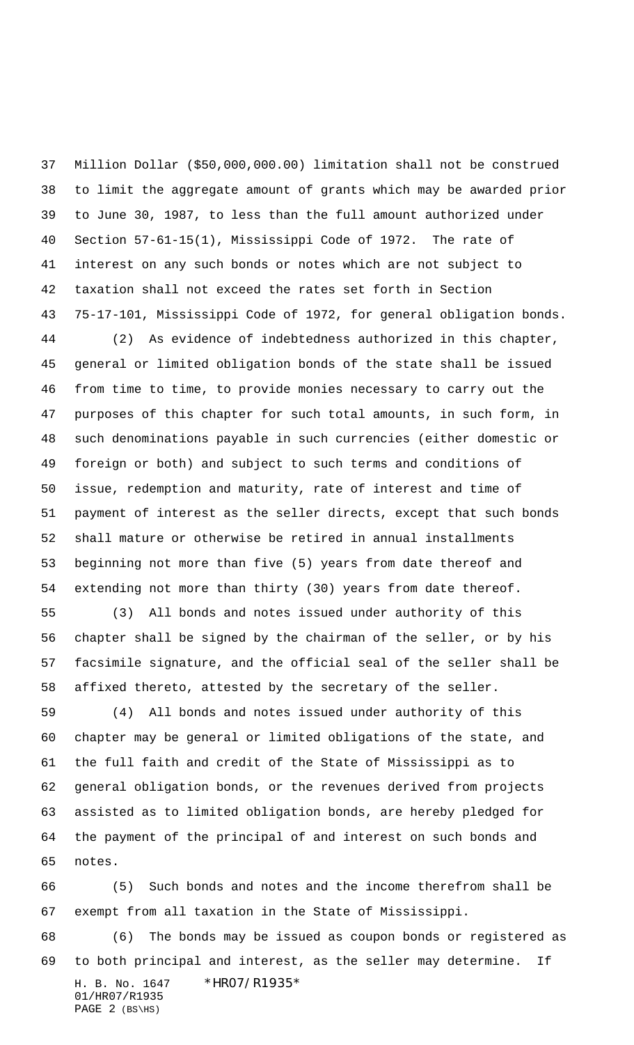Million Dollar ($50,000,000.00) limitation shall not be construed to limit the aggregate amount of grants which may be awarded prior to June 30, 1987, to less than the full amount authorized under Section 57-61-15(1), Mississippi Code of 1972. The rate of interest on any such bonds or notes which are not subject to taxation shall not exceed the rates set forth in Section 75-17-101, Mississippi Code of 1972, for general obligation bonds.

(2) As evidence of indebtedness authorized in this chapter, general or limited obligation bonds of the state shall be issued from time to time, to provide monies necessary to carry out the purposes of this chapter for such total amounts, in such form, in such denominations payable in such currencies (either domestic or foreign or both) and subject to such terms and conditions of issue, redemption and maturity, rate of interest and time of payment of interest as the seller directs, except that such bonds shall mature or otherwise be retired in annual installments beginning not more than five (5) years from date thereof and extending not more than thirty (30) years from date thereof.

(3) All bonds and notes issued under authority of this chapter shall be signed by the chairman of the seller, or by his facsimile signature, and the official seal of the seller shall be affixed thereto, attested by the secretary of the seller.

(4) All bonds and notes issued under authority of this chapter may be general or limited obligations of the state, and the full faith and credit of the State of Mississippi as to general obligation bonds, or the revenues derived from projects assisted as to limited obligation bonds, are hereby pledged for the payment of the principal of and interest on such bonds and notes.

(5) Such bonds and notes and the income therefrom shall be exempt from all taxation in the State of Mississippi.

(6) The bonds may be issued as coupon bonds or registered as to both principal and interest, as the seller may determine. If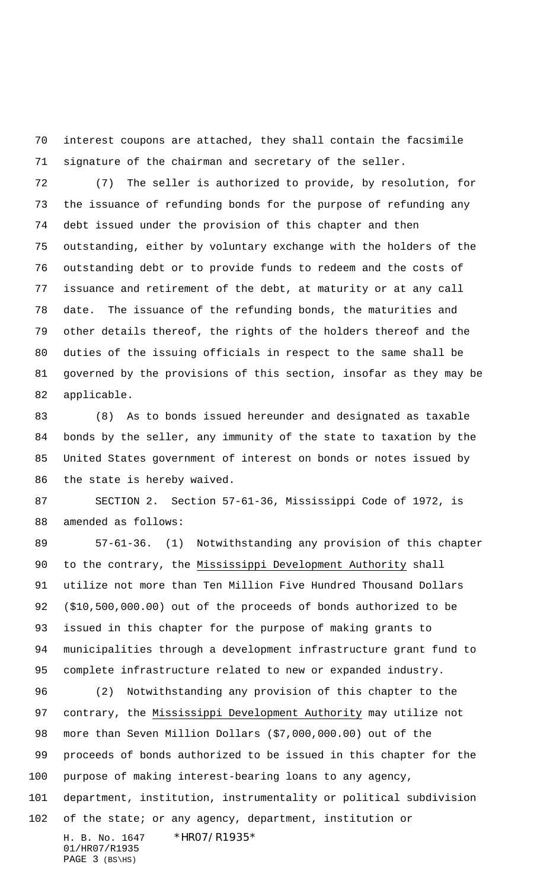interest coupons are attached, they shall contain the facsimile signature of the chairman and secretary of the seller.

(7) The seller is authorized to provide, by resolution, for the issuance of refunding bonds for the purpose of refunding any debt issued under the provision of this chapter and then outstanding, either by voluntary exchange with the holders of the outstanding debt or to provide funds to redeem and the costs of issuance and retirement of the debt, at maturity or at any call date. The issuance of the refunding bonds, the maturities and other details thereof, the rights of the holders thereof and the duties of the issuing officials in respect to the same shall be governed by the provisions of this section, insofar as they may be applicable.

(8) As to bonds issued hereunder and designated as taxable bonds by the seller, any immunity of the state to taxation by the United States government of interest on bonds or notes issued by the state is hereby waived.

SECTION 2. Section 57-61-36, Mississippi Code of 1972, is amended as follows:

57-61-36. (1) Notwithstanding any provision of this chapter to the contrary, the Mississippi Development Authority shall utilize not more than Ten Million Five Hundred Thousand Dollars ($10,500,000.00) out of the proceeds of bonds authorized to be issued in this chapter for the purpose of making grants to municipalities through a development infrastructure grant fund to complete infrastructure related to new or expanded industry.

(2) Notwithstanding any provision of this chapter to the contrary, the Mississippi Development Authority may utilize not more than Seven Million Dollars ($7,000,000.00) out of the proceeds of bonds authorized to be issued in this chapter for the purpose of making interest-bearing loans to any agency, department, institution, instrumentality or political subdivision of the state; or any agency, department, institution or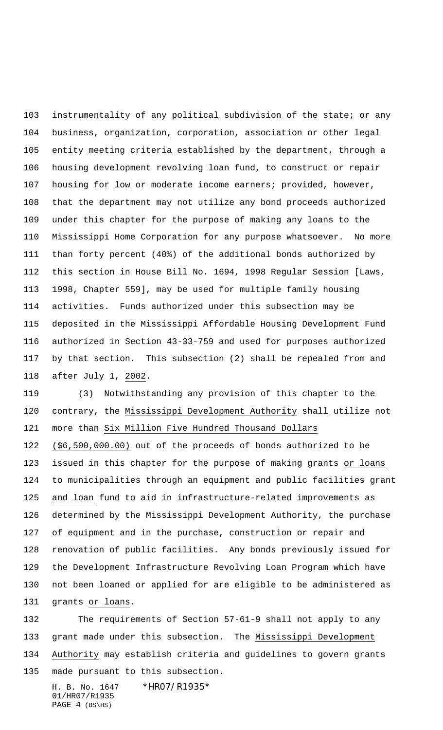instrumentality of any political subdivision of the state; or any business, organization, corporation, association or other legal entity meeting criteria established by the department, through a housing development revolving loan fund, to construct or repair housing for low or moderate income earners; provided, however, that the department may not utilize any bond proceeds authorized under this chapter for the purpose of making any loans to the Mississippi Home Corporation for any purpose whatsoever. No more than forty percent (40%) of the additional bonds authorized by this section in House Bill No. 1694, 1998 Regular Session [Laws, 1998, Chapter 559], may be used for multiple family housing activities. Funds authorized under this subsection may be deposited in the Mississippi Affordable Housing Development Fund authorized in Section 43-33-759 and used for purposes authorized by that section. This subsection (2) shall be repealed from and after July 1, 2002.

(3) Notwithstanding any provision of this chapter to the contrary, the Mississippi Development Authority shall utilize not more than Six Million Five Hundred Thousand Dollars ($6,500,000.00) out of the proceeds of bonds authorized to be issued in this chapter for the purpose of making grants or loans to municipalities through an equipment and public facilities grant and loan fund to aid in infrastructure-related improvements as determined by the Mississippi Development Authority, the purchase of equipment and in the purchase, construction or repair and renovation of public facilities. Any bonds previously issued for the Development Infrastructure Revolving Loan Program which have not been loaned or applied for are eligible to be administered as grants or loans.

The requirements of Section 57-61-9 shall not apply to any grant made under this subsection. The Mississippi Development Authority may establish criteria and guidelines to govern grants made pursuant to this subsection.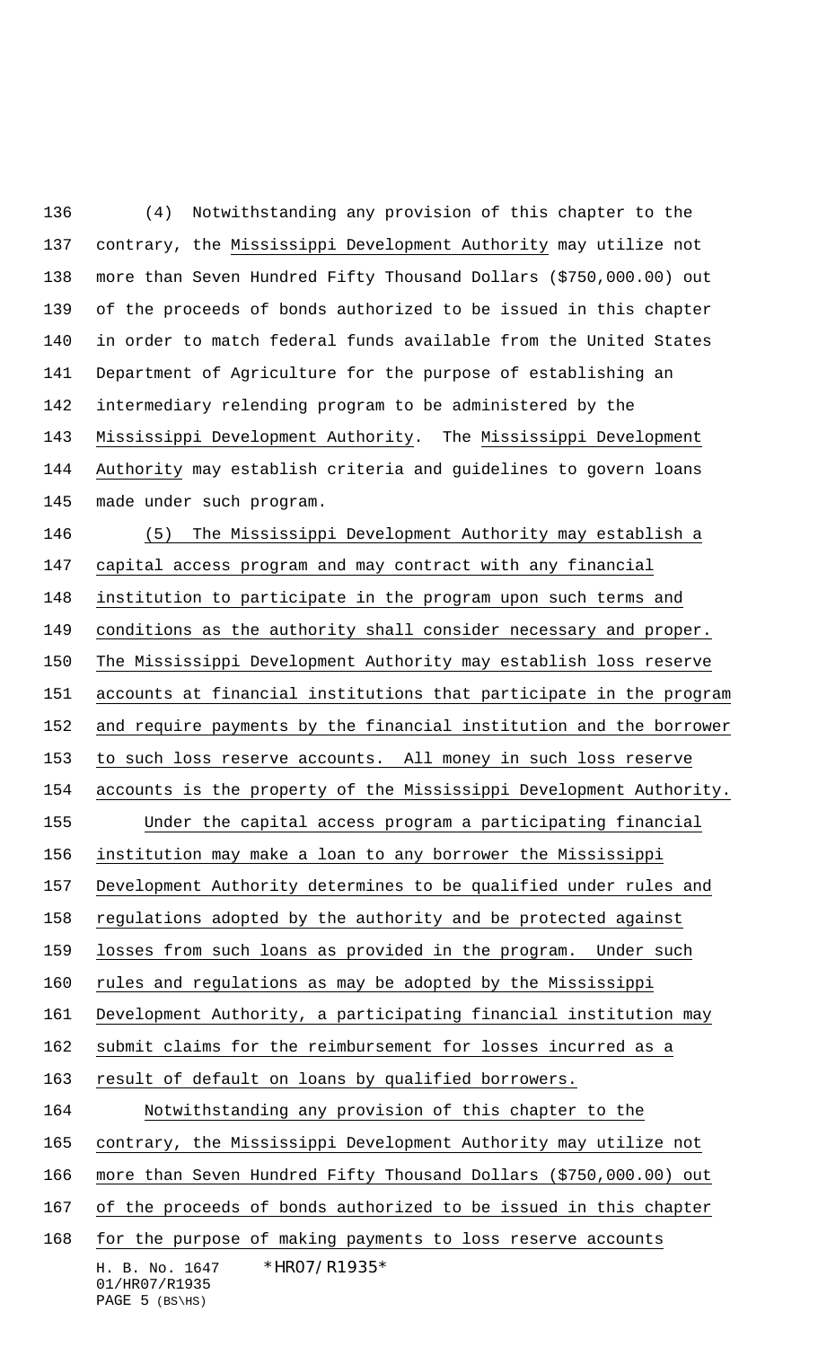(4) Notwithstanding any provision of this chapter to the contrary, the Mississippi Development Authority may utilize not more than Seven Hundred Fifty Thousand Dollars ($750,000.00) out of the proceeds of bonds authorized to be issued in this chapter in order to match federal funds available from the United States Department of Agriculture for the purpose of establishing an intermediary relending program to be administered by the Mississippi Development Authority. The Mississippi Development Authority may establish criteria and guidelines to govern loans made under such program.

(5) The Mississippi Development Authority may establish a capital access program and may contract with any financial institution to participate in the program upon such terms and conditions as the authority shall consider necessary and proper. The Mississippi Development Authority may establish loss reserve accounts at financial institutions that participate in the program and require payments by the financial institution and the borrower to such loss reserve accounts. All money in such loss reserve accounts is the property of the Mississippi Development Authority.

Under the capital access program a participating financial institution may make a loan to any borrower the Mississippi Development Authority determines to be qualified under rules and regulations adopted by the authority and be protected against losses from such loans as provided in the program. Under such rules and regulations as may be adopted by the Mississippi Development Authority, a participating financial institution may submit claims for the reimbursement for losses incurred as a result of default on loans by qualified borrowers.

Notwithstanding any provision of this chapter to the contrary, the Mississippi Development Authority may utilize not more than Seven Hundred Fifty Thousand Dollars ($750,000.00) out of the proceeds of bonds authorized to be issued in this chapter for the purpose of making payments to loss reserve accounts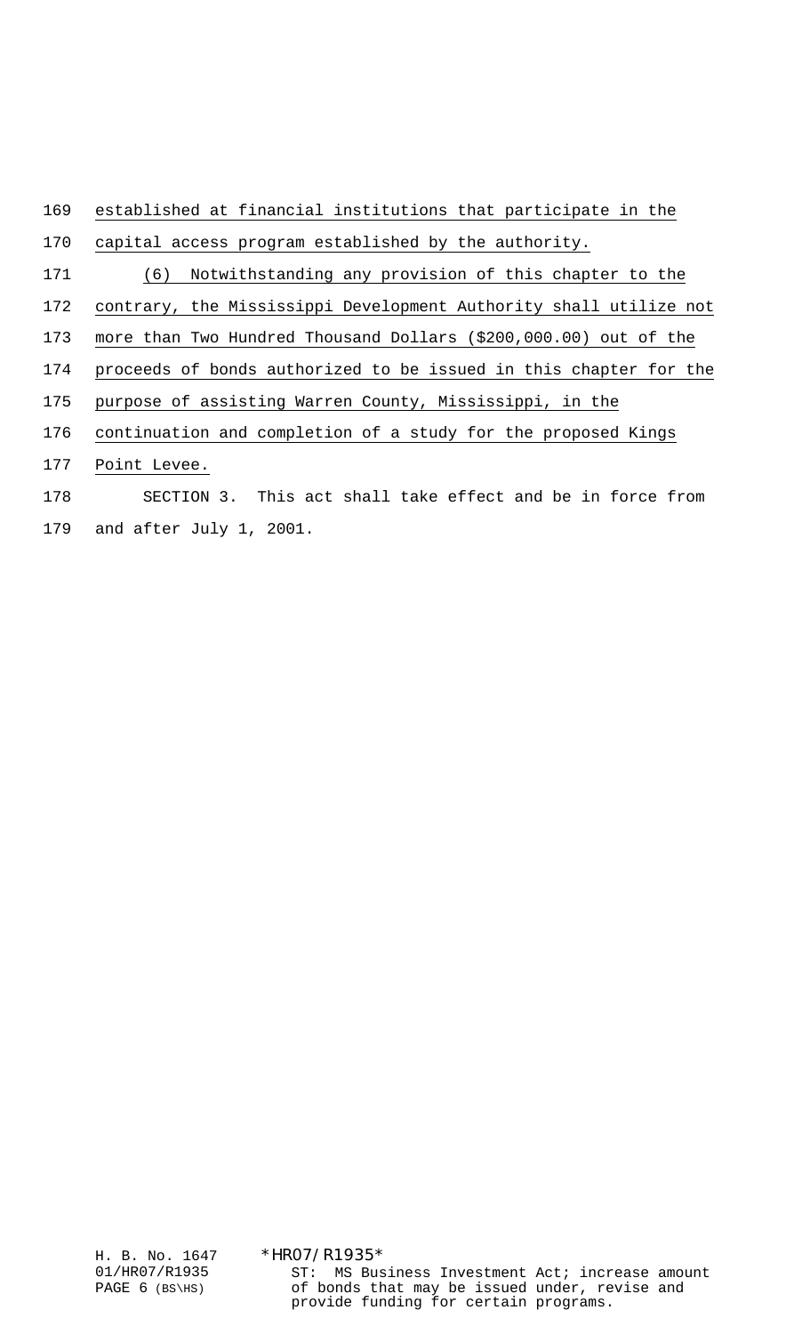169 established at financial institutions that participate in the
170 capital access program established by the authority.
171 (6) Notwithstanding any provision of this chapter to the
172 contrary, the Mississippi Development Authority shall utilize not
173 more than Two Hundred Thousand Dollars ($200,000.00) out of the
174 proceeds of bonds authorized to be issued in this chapter for the
175 purpose of assisting Warren County, Mississippi, in the
176 continuation and completion of a study for the proposed Kings
177 Point Levee.
178 SECTION 3. This act shall take effect and be in force from
179 and after July 1, 2001.

H. B. No. 1647
01/HR07/R1935
ST: MS Business Investment Act; increase amount of bonds that may be issued under, revise and provide funding for certain programs.